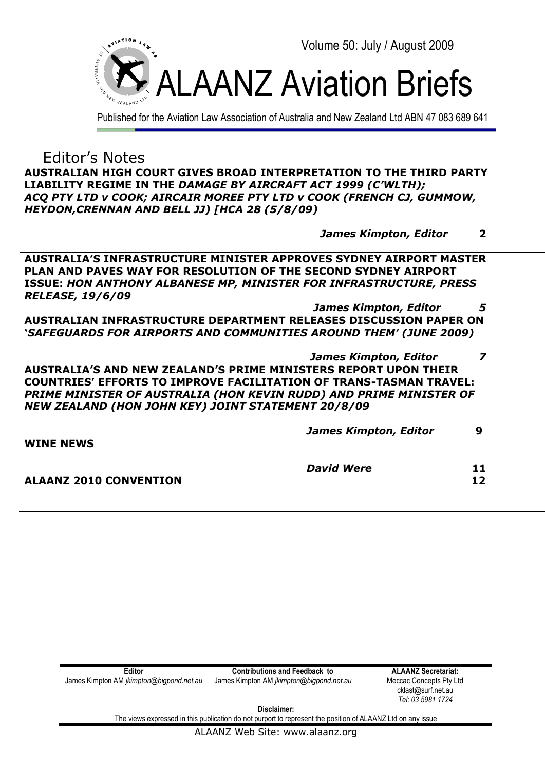Volume 50: July / August 2009

# ALAANZ Aviation Briefs

Published for the Aviation Law Association of Australia and New Zealand Ltd ABN 47 083 689 641

## Editor's Notes

| | | |
|---|---|---|
| **AUSTRALIAN HIGH COURT GIVES BROAD INTERPRETATION TO THE THIRD PARTY LIABILITY REGIME IN THE *DAMAGE BY AIRCRAFT ACT 1999 (C'WLTH); ACQ PTY LTD v COOK; AIRCAIR MOREE PTY LTD v COOK (FRENCH CJ, GUMMOW, HEYDON,CRENNAN AND BELL JJ) [HCA 28 (5/8/09)*** | ***James Kimpton, Editor*** | **2** |
| **AUSTRALIA'S INFRASTRUCTURE MINISTER APPROVES SYDNEY AIRPORT MASTER PLAN AND PAVES WAY FOR RESOLUTION OF THE SECOND SYDNEY AIRPORT ISSUE: *HON ANTHONY ALBANESE MP, MINISTER FOR INFRASTRUCTURE, PRESS RELEASE, 19/6/09*** | ***James Kimpton, Editor*** | ***5*** |
| **AUSTRALIAN INFRASTRUCTURE DEPARTMENT RELEASES DISCUSSION PAPER ON *'SAFEGUARDS FOR AIRPORTS AND COMMUNITIES AROUND THEM' (JUNE 2009)*** | ***James Kimpton, Editor*** | ***7*** |
| **AUSTRALIA'S AND NEW ZEALAND'S PRIME MINISTERS REPORT UPON THEIR COUNTRIES' EFFORTS TO IMPROVE FACILITATION OF TRANS-TASMAN TRAVEL: *PRIME MINISTER OF AUSTRALIA (HON KEVIN RUDD) AND PRIME MINISTER OF NEW ZEALAND (HON JOHN KEY) JOINT STATEMENT 20/8/09*** | ***James Kimpton, Editor*** | **9** |
| **WINE NEWS** | ***David Were*** | **11** |
| **ALAANZ 2010 CONVENTION** | | **12** |

| **Editor** | **Contributions and Feedback to** | **ALAANZ Secretariat:** |
|---|---|---|
| James Kimpton AM *jkimpton@bigpond.net.au* | James Kimpton AM *jkimpton@bigpond.net.au* | Meccac Concepts Pty Ltd<br>cklast@surf.net.au<br>*Tel: 03 5981 1724* |

**Disclaimer:**
The views expressed in this publication do not purport to represent the position of ALAANZ Ltd on any issue

ALAANZ Web Site: www.alaanz.org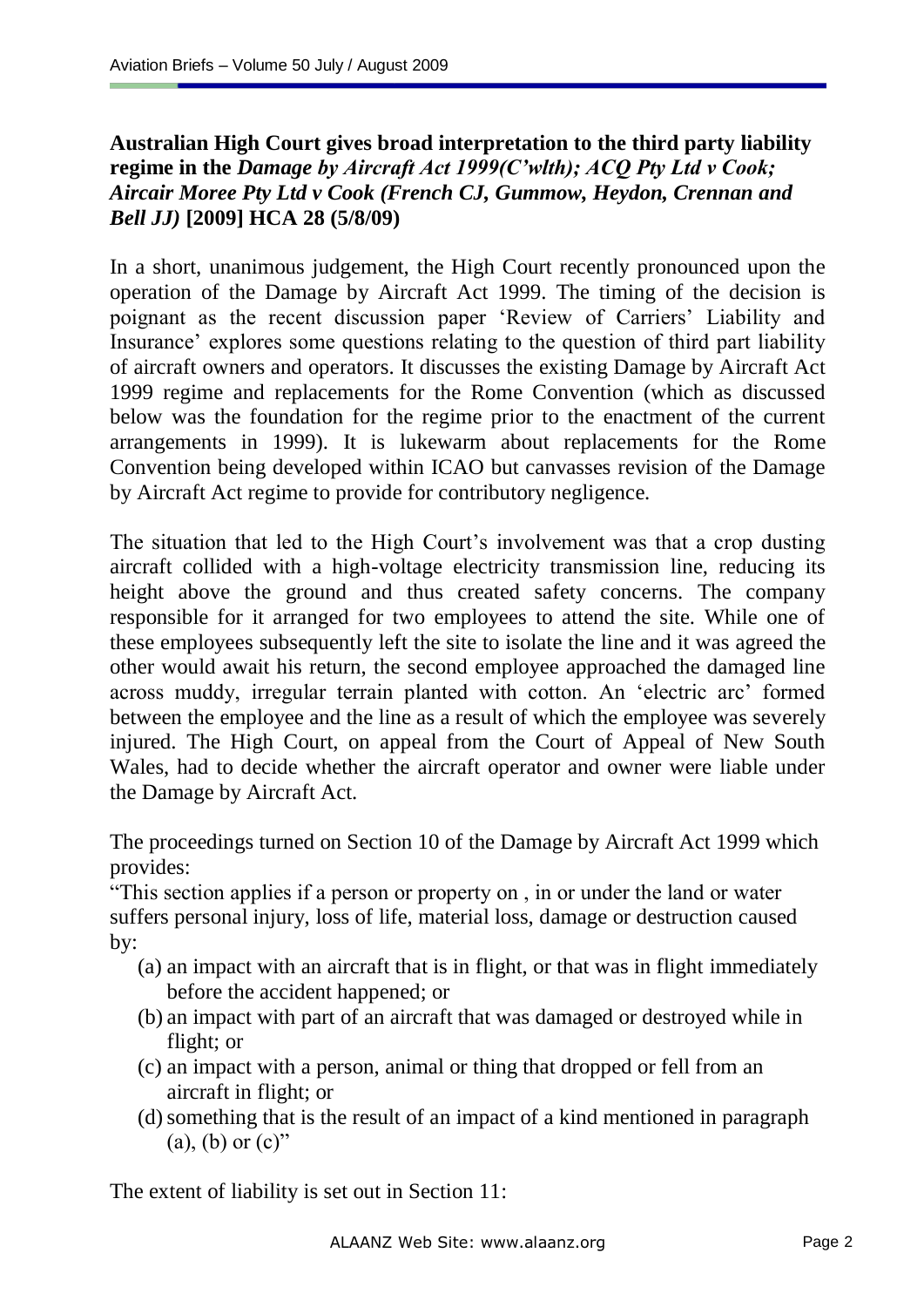**Australian High Court gives broad interpretation to the third party liability regime in the *Damage by Aircraft Act 1999(C'wlth); ACQ Pty Ltd v Cook; Aircair Moree Pty Ltd v Cook (French CJ, Gummow, Heydon, Crennan and Bell JJ)* [2009] HCA 28 (5/8/09)**

In a short, unanimous judgement, the High Court recently pronounced upon the operation of the Damage by Aircraft Act 1999. The timing of the decision is poignant as the recent discussion paper 'Review of Carriers' Liability and Insurance' explores some questions relating to the question of third part liability of aircraft owners and operators. It discusses the existing Damage by Aircraft Act 1999 regime and replacements for the Rome Convention (which as discussed below was the foundation for the regime prior to the enactment of the current arrangements in 1999). It is lukewarm about replacements for the Rome Convention being developed within ICAO but canvasses revision of the Damage by Aircraft Act regime to provide for contributory negligence.

The situation that led to the High Court's involvement was that a crop dusting aircraft collided with a high-voltage electricity transmission line, reducing its height above the ground and thus created safety concerns. The company responsible for it arranged for two employees to attend the site. While one of these employees subsequently left the site to isolate the line and it was agreed the other would await his return, the second employee approached the damaged line across muddy, irregular terrain planted with cotton. An 'electric arc' formed between the employee and the line as a result of which the employee was severely injured. The High Court, on appeal from the Court of Appeal of New South Wales, had to decide whether the aircraft operator and owner were liable under the Damage by Aircraft Act.

The proceedings turned on Section 10 of the Damage by Aircraft Act 1999 which provides:

"This section applies if a person or property on , in or under the land or water suffers personal injury, loss of life, material loss, damage or destruction caused by:

(a) an impact with an aircraft that is in flight, or that was in flight immediately before the accident happened; or
(b) an impact with part of an aircraft that was damaged or destroyed while in flight; or
(c) an impact with a person, animal or thing that dropped or fell from an aircraft in flight; or
(d) something that is the result of an impact of a kind mentioned in paragraph (a), (b) or (c)"

The extent of liability is set out in Section 11: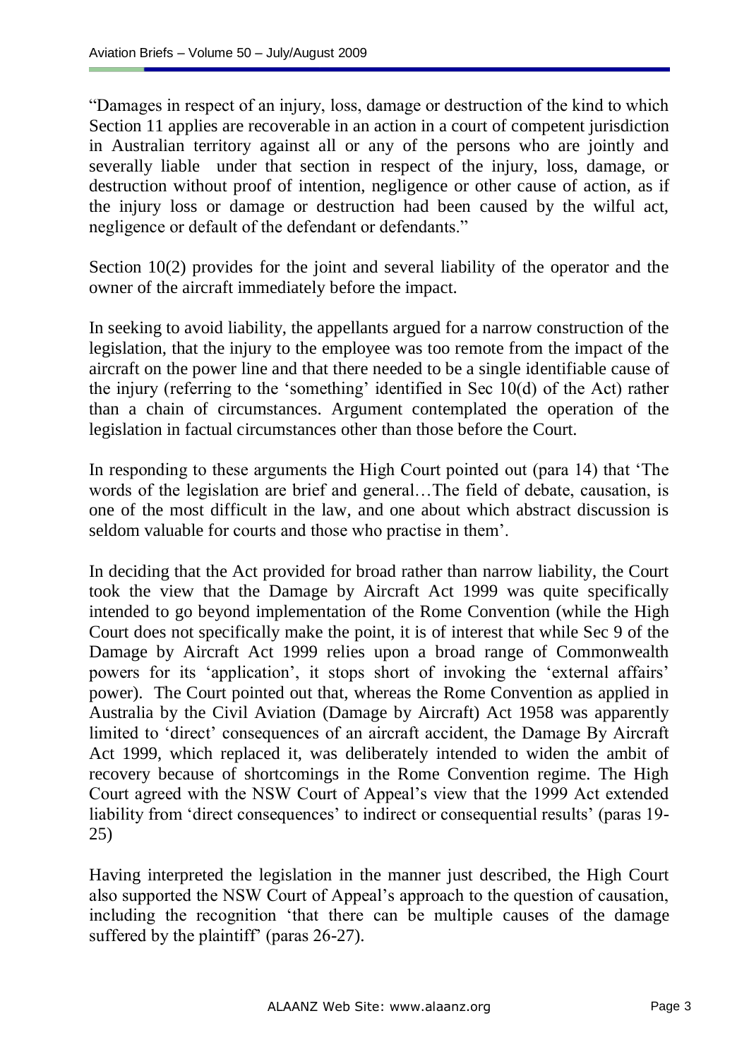"Damages in respect of an injury, loss, damage or destruction of the kind to which Section 11 applies are recoverable in an action in a court of competent jurisdiction in Australian territory against all or any of the persons who are jointly and severally liable under that section in respect of the injury, loss, damage, or destruction without proof of intention, negligence or other cause of action, as if the injury loss or damage or destruction had been caused by the wilful act, negligence or default of the defendant or defendants."

Section 10(2) provides for the joint and several liability of the operator and the owner of the aircraft immediately before the impact.

In seeking to avoid liability, the appellants argued for a narrow construction of the legislation, that the injury to the employee was too remote from the impact of the aircraft on the power line and that there needed to be a single identifiable cause of the injury (referring to the 'something' identified in Sec 10(d) of the Act) rather than a chain of circumstances. Argument contemplated the operation of the legislation in factual circumstances other than those before the Court.

In responding to these arguments the High Court pointed out (para 14) that 'The words of the legislation are brief and general…The field of debate, causation, is one of the most difficult in the law, and one about which abstract discussion is seldom valuable for courts and those who practise in them'.

In deciding that the Act provided for broad rather than narrow liability, the Court took the view that the Damage by Aircraft Act 1999 was quite specifically intended to go beyond implementation of the Rome Convention (while the High Court does not specifically make the point, it is of interest that while Sec 9 of the Damage by Aircraft Act 1999 relies upon a broad range of Commonwealth powers for its 'application', it stops short of invoking the 'external affairs' power). The Court pointed out that, whereas the Rome Convention as applied in Australia by the Civil Aviation (Damage by Aircraft) Act 1958 was apparently limited to 'direct' consequences of an aircraft accident, the Damage By Aircraft Act 1999, which replaced it, was deliberately intended to widen the ambit of recovery because of shortcomings in the Rome Convention regime. The High Court agreed with the NSW Court of Appeal's view that the 1999 Act extended liability from 'direct consequences' to indirect or consequential results' (paras 19-25)

Having interpreted the legislation in the manner just described, the High Court also supported the NSW Court of Appeal's approach to the question of causation, including the recognition 'that there can be multiple causes of the damage suffered by the plaintiff' (paras 26-27).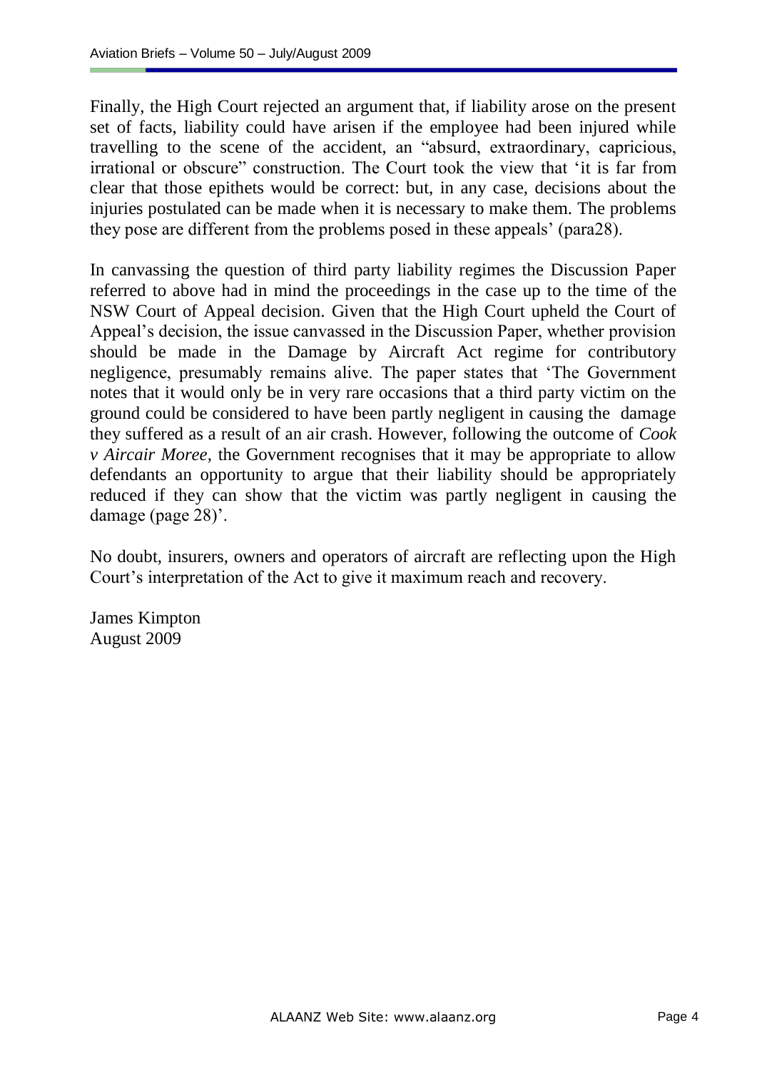Finally, the High Court rejected an argument that, if liability arose on the present set of facts, liability could have arisen if the employee had been injured while travelling to the scene of the accident, an "absurd, extraordinary, capricious, irrational or obscure" construction. The Court took the view that 'it is far from clear that those epithets would be correct: but, in any case, decisions about the injuries postulated can be made when it is necessary to make them. The problems they pose are different from the problems posed in these appeals' (para28).

In canvassing the question of third party liability regimes the Discussion Paper referred to above had in mind the proceedings in the case up to the time of the NSW Court of Appeal decision. Given that the High Court upheld the Court of Appeal's decision, the issue canvassed in the Discussion Paper, whether provision should be made in the Damage by Aircraft Act regime for contributory negligence, presumably remains alive. The paper states that 'The Government notes that it would only be in very rare occasions that a third party victim on the ground could be considered to have been partly negligent in causing the damage they suffered as a result of an air crash. However, following the outcome of *Cook v Aircair Moree*, the Government recognises that it may be appropriate to allow defendants an opportunity to argue that their liability should be appropriately reduced if they can show that the victim was partly negligent in causing the damage (page 28)'.

No doubt, insurers, owners and operators of aircraft are reflecting upon the High Court's interpretation of the Act to give it maximum reach and recovery.

James Kimpton
August 2009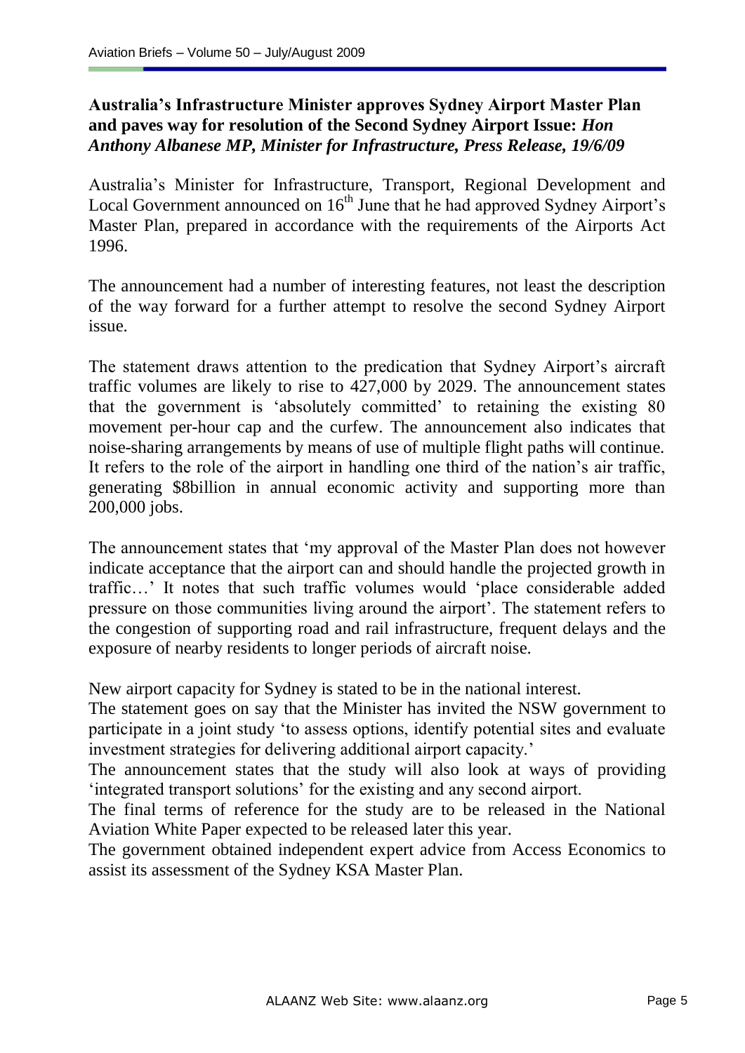**Australia's Infrastructure Minister approves Sydney Airport Master Plan and paves way for resolution of the Second Sydney Airport Issue:** ***Hon Anthony Albanese MP, Minister for Infrastructure, Press Release, 19/6/09***

Australia's Minister for Infrastructure, Transport, Regional Development and Local Government announced on 16th June that he had approved Sydney Airport's Master Plan, prepared in accordance with the requirements of the Airports Act 1996.

The announcement had a number of interesting features, not least the description of the way forward for a further attempt to resolve the second Sydney Airport issue.

The statement draws attention to the predication that Sydney Airport's aircraft traffic volumes are likely to rise to 427,000 by 2029. The announcement states that the government is 'absolutely committed' to retaining the existing 80 movement per-hour cap and the curfew. The announcement also indicates that noise-sharing arrangements by means of use of multiple flight paths will continue. It refers to the role of the airport in handling one third of the nation's air traffic, generating \$8billion in annual economic activity and supporting more than 200,000 jobs.

The announcement states that 'my approval of the Master Plan does not however indicate acceptance that the airport can and should handle the projected growth in traffic…' It notes that such traffic volumes would 'place considerable added pressure on those communities living around the airport'. The statement refers to the congestion of supporting road and rail infrastructure, frequent delays and the exposure of nearby residents to longer periods of aircraft noise.

New airport capacity for Sydney is stated to be in the national interest.

The statement goes on say that the Minister has invited the NSW government to participate in a joint study 'to assess options, identify potential sites and evaluate investment strategies for delivering additional airport capacity.'

The announcement states that the study will also look at ways of providing 'integrated transport solutions' for the existing and any second airport.

The final terms of reference for the study are to be released in the National Aviation White Paper expected to be released later this year.

The government obtained independent expert advice from Access Economics to assist its assessment of the Sydney KSA Master Plan.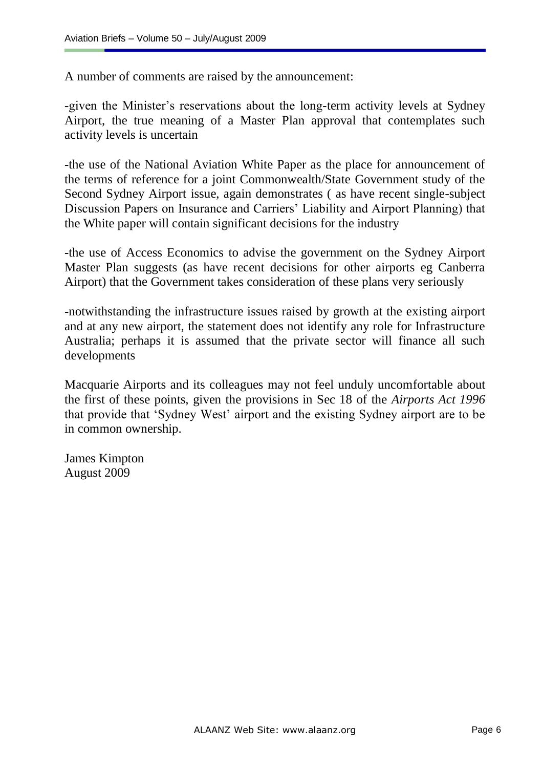A number of comments are raised by the announcement:

-given the Minister's reservations about the long-term activity levels at Sydney Airport, the true meaning of a Master Plan approval that contemplates such activity levels is uncertain

-the use of the National Aviation White Paper as the place for announcement of the terms of reference for a joint Commonwealth/State Government study of the Second Sydney Airport issue, again demonstrates ( as have recent single-subject Discussion Papers on Insurance and Carriers' Liability and Airport Planning) that the White paper will contain significant decisions for the industry

-the use of Access Economics to advise the government on the Sydney Airport Master Plan suggests (as have recent decisions for other airports eg Canberra Airport) that the Government takes consideration of these plans very seriously

-notwithstanding the infrastructure issues raised by growth at the existing airport and at any new airport, the statement does not identify any role for Infrastructure Australia; perhaps it is assumed that the private sector will finance all such developments

Macquarie Airports and its colleagues may not feel unduly uncomfortable about the first of these points, given the provisions in Sec 18 of the *Airports Act 1996* that provide that 'Sydney West' airport and the existing Sydney airport are to be in common ownership.

James Kimpton
August 2009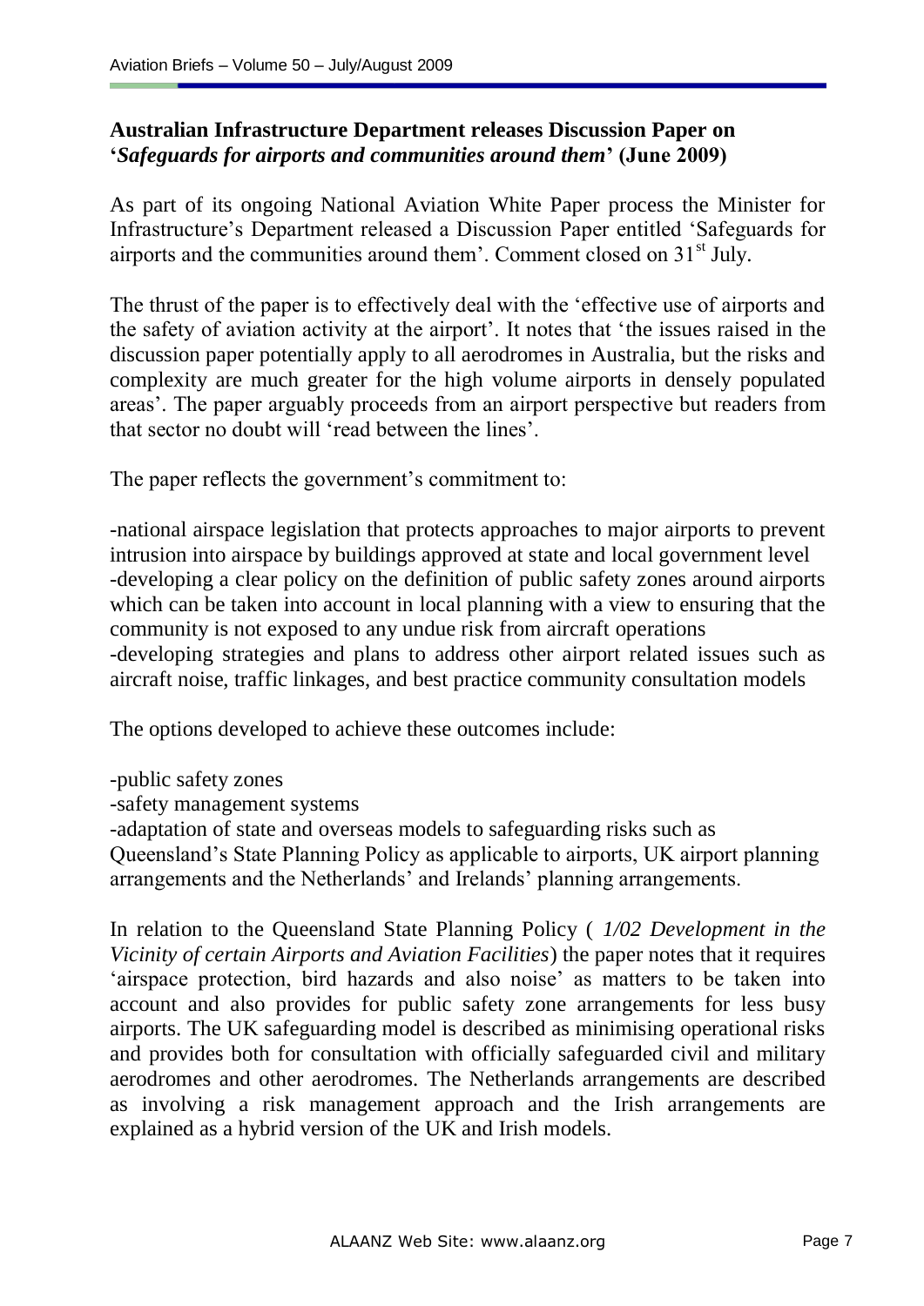**Australian Infrastructure Department releases Discussion Paper on '*Safeguards for airports and communities around them*' (June 2009)**

As part of its ongoing National Aviation White Paper process the Minister for Infrastructure's Department released a Discussion Paper entitled 'Safeguards for airports and the communities around them'. Comment closed on 31st July.

The thrust of the paper is to effectively deal with the 'effective use of airports and the safety of aviation activity at the airport'. It notes that 'the issues raised in the discussion paper potentially apply to all aerodromes in Australia, but the risks and complexity are much greater for the high volume airports in densely populated areas'. The paper arguably proceeds from an airport perspective but readers from that sector no doubt will 'read between the lines'.

The paper reflects the government's commitment to:

-national airspace legislation that protects approaches to major airports to prevent intrusion into airspace by buildings approved at state and local government level
-developing a clear policy on the definition of public safety zones around airports which can be taken into account in local planning with a view to ensuring that the community is not exposed to any undue risk from aircraft operations
-developing strategies and plans to address other airport related issues such as aircraft noise, traffic linkages, and best practice community consultation models

The options developed to achieve these outcomes include:

-public safety zones
-safety management systems
-adaptation of state and overseas models to safeguarding risks such as Queensland's State Planning Policy as applicable to airports, UK airport planning arrangements and the Netherlands' and Irelands' planning arrangements.

In relation to the Queensland State Planning Policy ( *1/02 Development in the Vicinity of certain Airports and Aviation Facilities*) the paper notes that it requires 'airspace protection, bird hazards and also noise' as matters to be taken into account and also provides for public safety zone arrangements for less busy airports. The UK safeguarding model is described as minimising operational risks and provides both for consultation with officially safeguarded civil and military aerodromes and other aerodromes. The Netherlands arrangements are described as involving a risk management approach and the Irish arrangements are explained as a hybrid version of the UK and Irish models.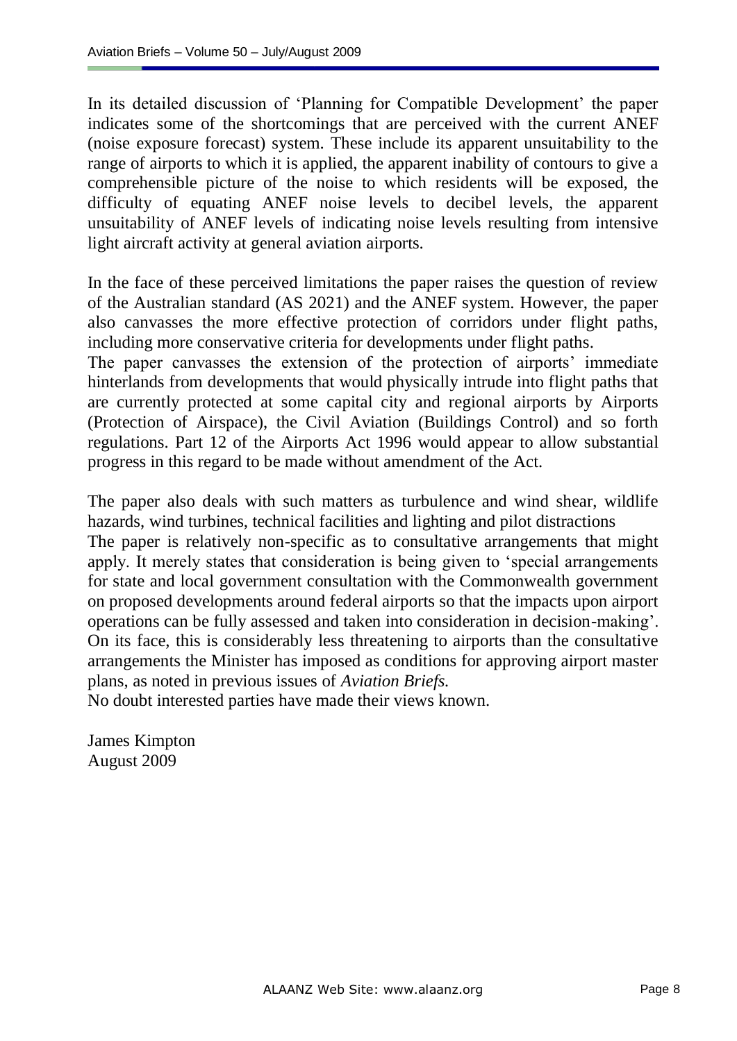In its detailed discussion of 'Planning for Compatible Development' the paper indicates some of the shortcomings that are perceived with the current ANEF (noise exposure forecast) system. These include its apparent unsuitability to the range of airports to which it is applied, the apparent inability of contours to give a comprehensible picture of the noise to which residents will be exposed, the difficulty of equating ANEF noise levels to decibel levels, the apparent unsuitability of ANEF levels of indicating noise levels resulting from intensive light aircraft activity at general aviation airports.

In the face of these perceived limitations the paper raises the question of review of the Australian standard (AS 2021) and the ANEF system. However, the paper also canvasses the more effective protection of corridors under flight paths, including more conservative criteria for developments under flight paths.

The paper canvasses the extension of the protection of airports' immediate hinterlands from developments that would physically intrude into flight paths that are currently protected at some capital city and regional airports by Airports (Protection of Airspace), the Civil Aviation (Buildings Control) and so forth regulations. Part 12 of the Airports Act 1996 would appear to allow substantial progress in this regard to be made without amendment of the Act.

The paper also deals with such matters as turbulence and wind shear, wildlife hazards, wind turbines, technical facilities and lighting and pilot distractions

The paper is relatively non-specific as to consultative arrangements that might apply. It merely states that consideration is being given to 'special arrangements for state and local government consultation with the Commonwealth government on proposed developments around federal airports so that the impacts upon airport operations can be fully assessed and taken into consideration in decision-making'. On its face, this is considerably less threatening to airports than the consultative arrangements the Minister has imposed as conditions for approving airport master plans, as noted in previous issues of *Aviation Briefs.*

No doubt interested parties have made their views known.

James Kimpton
August 2009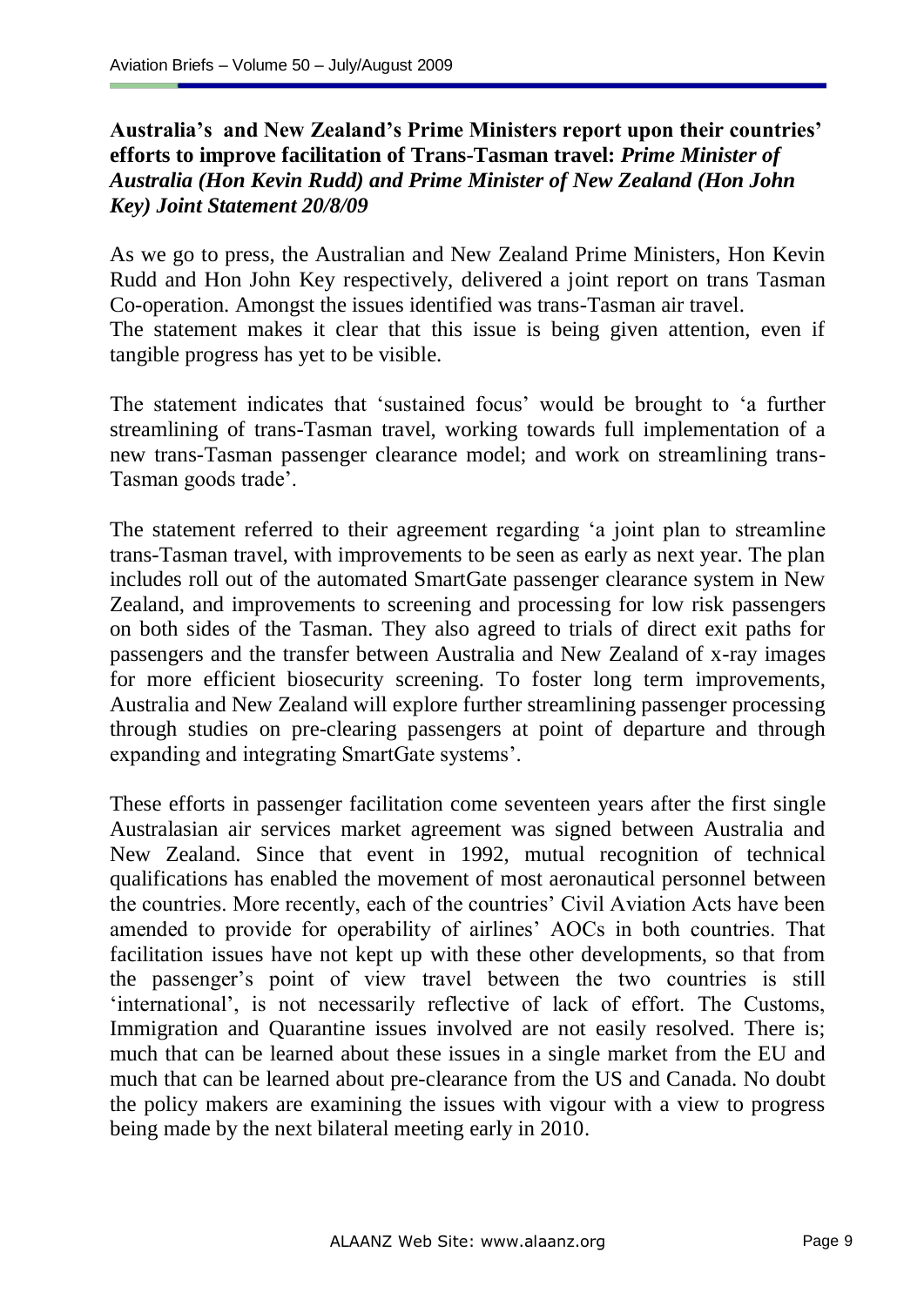**Australia's and New Zealand's Prime Ministers report upon their countries' efforts to improve facilitation of Trans-Tasman travel:** ***Prime Minister of Australia (Hon Kevin Rudd) and Prime Minister of New Zealand (Hon John Key) Joint Statement 20/8/09***

As we go to press, the Australian and New Zealand Prime Ministers, Hon Kevin Rudd and Hon John Key respectively, delivered a joint report on trans Tasman Co-operation. Amongst the issues identified was trans-Tasman air travel.
The statement makes it clear that this issue is being given attention, even if tangible progress has yet to be visible.

The statement indicates that 'sustained focus' would be brought to 'a further streamlining of trans-Tasman travel, working towards full implementation of a new trans-Tasman passenger clearance model; and work on streamlining trans-Tasman goods trade'.

The statement referred to their agreement regarding 'a joint plan to streamline trans-Tasman travel, with improvements to be seen as early as next year. The plan includes roll out of the automated SmartGate passenger clearance system in New Zealand, and improvements to screening and processing for low risk passengers on both sides of the Tasman. They also agreed to trials of direct exit paths for passengers and the transfer between Australia and New Zealand of x-ray images for more efficient biosecurity screening. To foster long term improvements, Australia and New Zealand will explore further streamlining passenger processing through studies on pre-clearing passengers at point of departure and through expanding and integrating SmartGate systems'.

These efforts in passenger facilitation come seventeen years after the first single Australasian air services market agreement was signed between Australia and New Zealand. Since that event in 1992, mutual recognition of technical qualifications has enabled the movement of most aeronautical personnel between the countries. More recently, each of the countries' Civil Aviation Acts have been amended to provide for operability of airlines' AOCs in both countries. That facilitation issues have not kept up with these other developments, so that from the passenger's point of view travel between the two countries is still 'international', is not necessarily reflective of lack of effort. The Customs, Immigration and Quarantine issues involved are not easily resolved. There is; much that can be learned about these issues in a single market from the EU and much that can be learned about pre-clearance from the US and Canada. No doubt the policy makers are examining the issues with vigour with a view to progress being made by the next bilateral meeting early in 2010.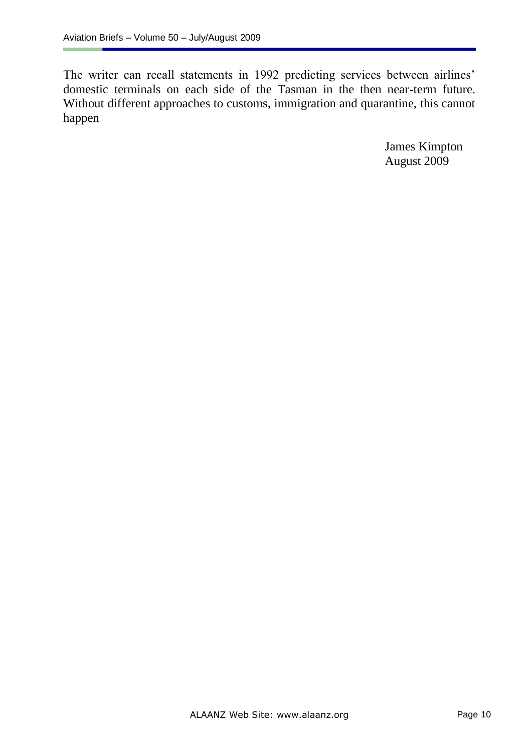The writer can recall statements in 1992 predicting services between airlines' domestic terminals on each side of the Tasman in the then near-term future. Without different approaches to customs, immigration and quarantine, this cannot happen

James Kimpton
August 2009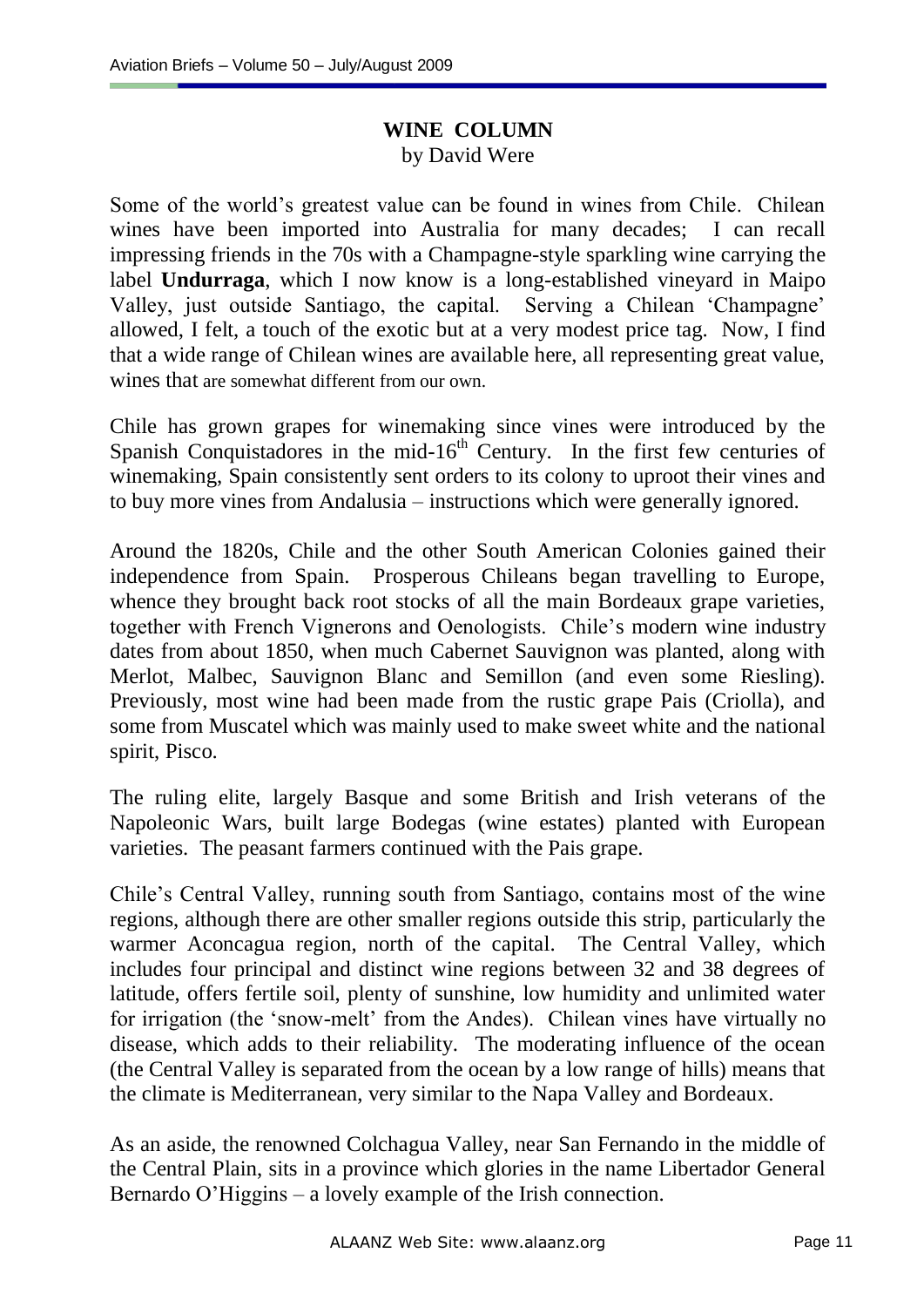## WINE COLUMN

by David Were

Some of the world's greatest value can be found in wines from Chile. Chilean wines have been imported into Australia for many decades; I can recall impressing friends in the 70s with a Champagne-style sparkling wine carrying the label **Undurraga**, which I now know is a long-established vineyard in Maipo Valley, just outside Santiago, the capital. Serving a Chilean 'Champagne' allowed, I felt, a touch of the exotic but at a very modest price tag. Now, I find that a wide range of Chilean wines are available here, all representing great value, wines that are somewhat different from our own.

Chile has grown grapes for winemaking since vines were introduced by the Spanish Conquistadores in the mid-16th Century. In the first few centuries of winemaking, Spain consistently sent orders to its colony to uproot their vines and to buy more vines from Andalusia – instructions which were generally ignored.

Around the 1820s, Chile and the other South American Colonies gained their independence from Spain. Prosperous Chileans began travelling to Europe, whence they brought back root stocks of all the main Bordeaux grape varieties, together with French Vignerons and Oenologists. Chile's modern wine industry dates from about 1850, when much Cabernet Sauvignon was planted, along with Merlot, Malbec, Sauvignon Blanc and Semillon (and even some Riesling). Previously, most wine had been made from the rustic grape Pais (Criolla), and some from Muscatel which was mainly used to make sweet white and the national spirit, Pisco.

The ruling elite, largely Basque and some British and Irish veterans of the Napoleonic Wars, built large Bodegas (wine estates) planted with European varieties. The peasant farmers continued with the Pais grape.

Chile's Central Valley, running south from Santiago, contains most of the wine regions, although there are other smaller regions outside this strip, particularly the warmer Aconcagua region, north of the capital. The Central Valley, which includes four principal and distinct wine regions between 32 and 38 degrees of latitude, offers fertile soil, plenty of sunshine, low humidity and unlimited water for irrigation (the 'snow-melt' from the Andes). Chilean vines have virtually no disease, which adds to their reliability. The moderating influence of the ocean (the Central Valley is separated from the ocean by a low range of hills) means that the climate is Mediterranean, very similar to the Napa Valley and Bordeaux.

As an aside, the renowned Colchagua Valley, near San Fernando in the middle of the Central Plain, sits in a province which glories in the name Libertador General Bernardo O'Higgins – a lovely example of the Irish connection.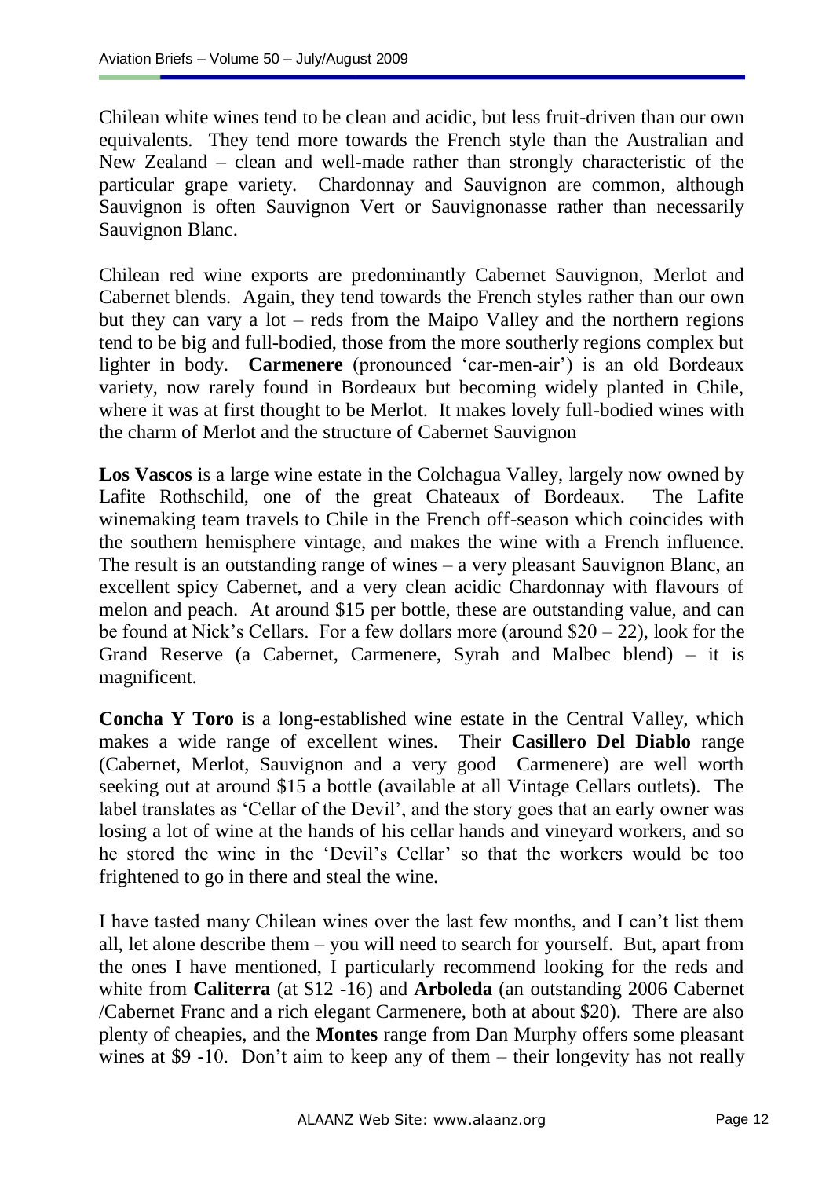Chilean white wines tend to be clean and acidic, but less fruit-driven than our own equivalents. They tend more towards the French style than the Australian and New Zealand – clean and well-made rather than strongly characteristic of the particular grape variety. Chardonnay and Sauvignon are common, although Sauvignon is often Sauvignon Vert or Sauvignonasse rather than necessarily Sauvignon Blanc.

Chilean red wine exports are predominantly Cabernet Sauvignon, Merlot and Cabernet blends. Again, they tend towards the French styles rather than our own but they can vary a lot – reds from the Maipo Valley and the northern regions tend to be big and full-bodied, those from the more southerly regions complex but lighter in body. **Carmenere** (pronounced 'car-men-air') is an old Bordeaux variety, now rarely found in Bordeaux but becoming widely planted in Chile, where it was at first thought to be Merlot. It makes lovely full-bodied wines with the charm of Merlot and the structure of Cabernet Sauvignon

**Los Vascos** is a large wine estate in the Colchagua Valley, largely now owned by Lafite Rothschild, one of the great Chateaux of Bordeaux. The Lafite winemaking team travels to Chile in the French off-season which coincides with the southern hemisphere vintage, and makes the wine with a French influence. The result is an outstanding range of wines – a very pleasant Sauvignon Blanc, an excellent spicy Cabernet, and a very clean acidic Chardonnay with flavours of melon and peach. At around $15 per bottle, these are outstanding value, and can be found at Nick's Cellars. For a few dollars more (around $20 – 22), look for the Grand Reserve (a Cabernet, Carmenere, Syrah and Malbec blend) – it is magnificent.

**Concha Y Toro** is a long-established wine estate in the Central Valley, which makes a wide range of excellent wines. Their **Casillero Del Diablo** range (Cabernet, Merlot, Sauvignon and a very good Carmenere) are well worth seeking out at around $15 a bottle (available at all Vintage Cellars outlets). The label translates as 'Cellar of the Devil', and the story goes that an early owner was losing a lot of wine at the hands of his cellar hands and vineyard workers, and so he stored the wine in the 'Devil's Cellar' so that the workers would be too frightened to go in there and steal the wine.

I have tasted many Chilean wines over the last few months, and I can't list them all, let alone describe them – you will need to search for yourself. But, apart from the ones I have mentioned, I particularly recommend looking for the reds and white from **Caliterra** (at $12 -16) and **Arboleda** (an outstanding 2006 Cabernet /Cabernet Franc and a rich elegant Carmenere, both at about $20). There are also plenty of cheapies, and the **Montes** range from Dan Murphy offers some pleasant wines at $9 -10. Don't aim to keep any of them – their longevity has not really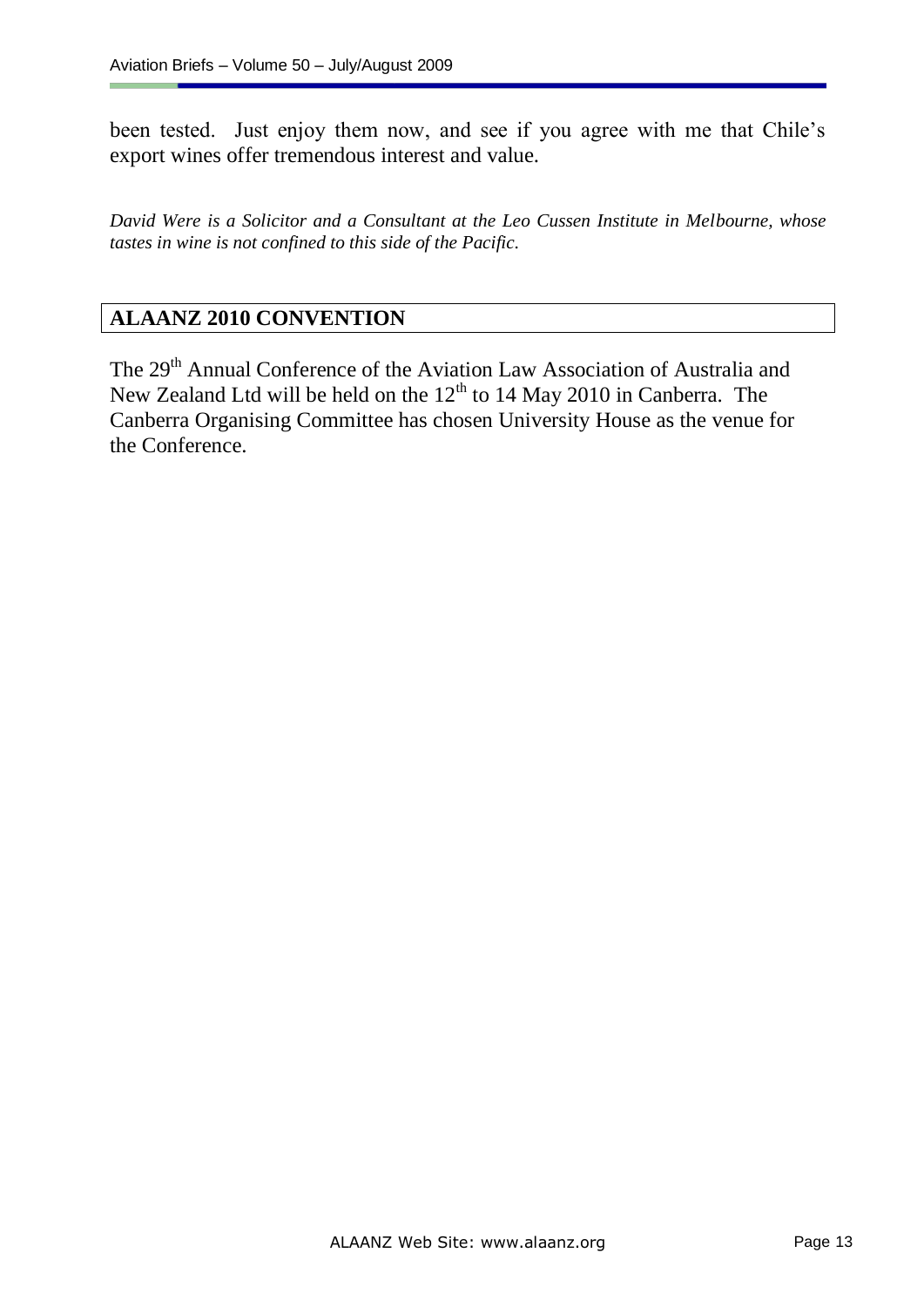been tested. Just enjoy them now, and see if you agree with me that Chile's export wines offer tremendous interest and value.

*David Were is a Solicitor and a Consultant at the Leo Cussen Institute in Melbourne, whose tastes in wine is not confined to this side of the Pacific.*

## ALAANZ 2010 CONVENTION

The 29th Annual Conference of the Aviation Law Association of Australia and New Zealand Ltd will be held on the 12th to 14 May 2010 in Canberra. The Canberra Organising Committee has chosen University House as the venue for the Conference.